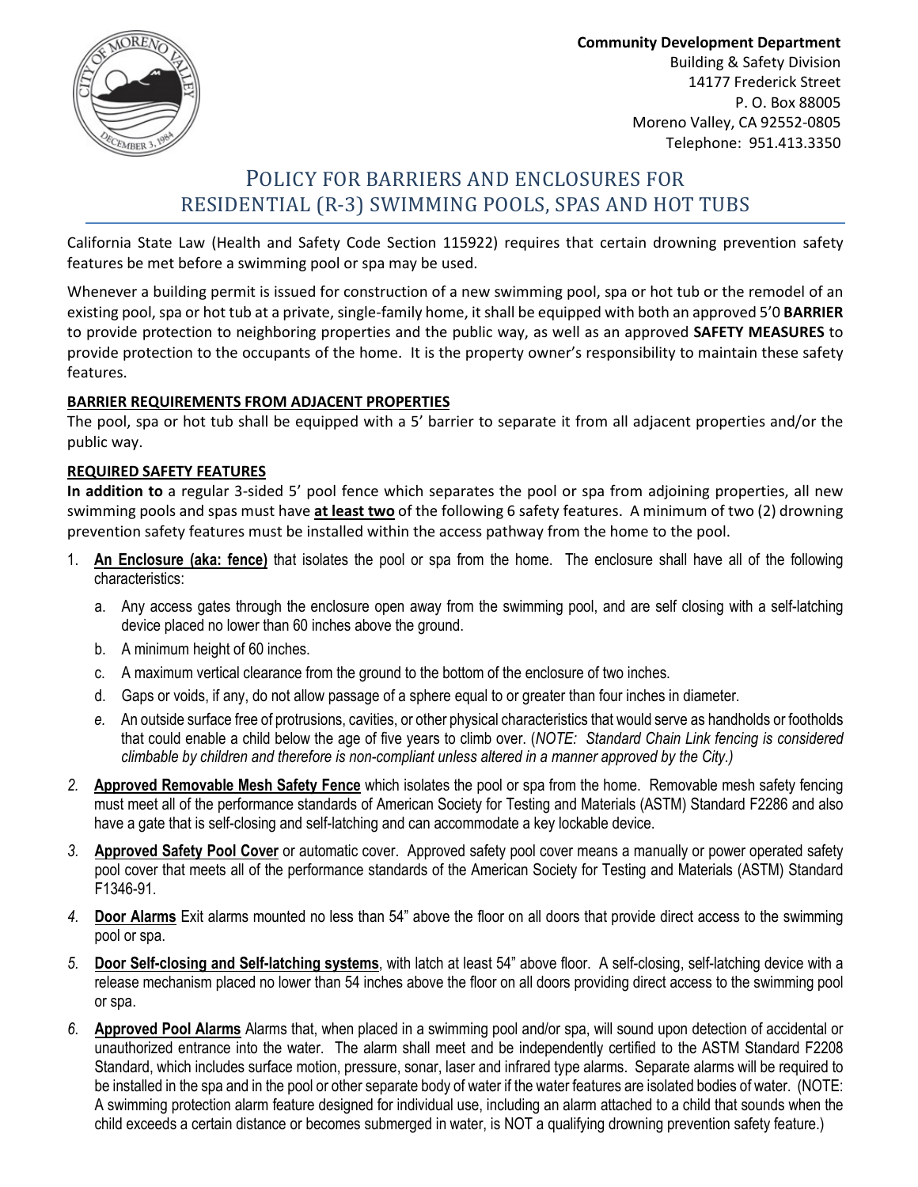**Community Development Department**
Building & Safety Division
14177 Frederick Street
P. O. Box 88005
Moreno Valley, CA 92552-0805
Telephone: 951.413.3350

# POLICY FOR BARRIERS AND ENCLOSURES FOR RESIDENTIAL (R-3) SWIMMING POOLS, SPAS AND HOT TUBS

California State Law (Health and Safety Code Section 115922) requires that certain drowning prevention safety features be met before a swimming pool or spa may be used.

Whenever a building permit is issued for construction of a new swimming pool, spa or hot tub or the remodel of an existing pool, spa or hot tub at a private, single-family home, it shall be equipped with both an approved 5'0 **BARRIER** to provide protection to neighboring properties and the public way, as well as an approved **SAFETY MEASURES** to provide protection to the occupants of the home. It is the property owner's responsibility to maintain these safety features.

**BARRIER REQUIREMENTS FROM ADJACENT PROPERTIES**

The pool, spa or hot tub shall be equipped with a 5' barrier to separate it from all adjacent properties and/or the public way.

**REQUIRED SAFETY FEATURES**

**In addition to** a regular 3-sided 5' pool fence which separates the pool or spa from adjoining properties, all new swimming pools and spas must have **at least two** of the following 6 safety features. A minimum of two (2) drowning prevention safety features must be installed within the access pathway from the home to the pool.

1. **An Enclosure (aka: fence)** that isolates the pool or spa from the home. The enclosure shall have all of the following characteristics:
   a. Any access gates through the enclosure open away from the swimming pool, and are self closing with a self-latching device placed no lower than 60 inches above the ground.
   b. A minimum height of 60 inches.
   c. A maximum vertical clearance from the ground to the bottom of the enclosure of two inches.
   d. Gaps or voids, if any, do not allow passage of a sphere equal to or greater than four inches in diameter.
   e. An outside surface free of protrusions, cavities, or other physical characteristics that would serve as handholds or footholds that could enable a child below the age of five years to climb over. (*NOTE: Standard Chain Link fencing is considered climbable by children and therefore is non-compliant unless altered in a manner approved by the City.)*
2. **Approved Removable Mesh Safety Fence** which isolates the pool or spa from the home. Removable mesh safety fencing must meet all of the performance standards of American Society for Testing and Materials (ASTM) Standard F2286 and also have a gate that is self-closing and self-latching and can accommodate a key lockable device.
3. **Approved Safety Pool Cover** or automatic cover. Approved safety pool cover means a manually or power operated safety pool cover that meets all of the performance standards of the American Society for Testing and Materials (ASTM) Standard F1346-91.
4. **Door Alarms** Exit alarms mounted no less than 54" above the floor on all doors that provide direct access to the swimming pool or spa.
5. **Door Self-closing and Self-latching systems**, with latch at least 54" above floor. A self-closing, self-latching device with a release mechanism placed no lower than 54 inches above the floor on all doors providing direct access to the swimming pool or spa.
6. **Approved Pool Alarms** Alarms that, when placed in a swimming pool and/or spa, will sound upon detection of accidental or unauthorized entrance into the water. The alarm shall meet and be independently certified to the ASTM Standard F2208 Standard, which includes surface motion, pressure, sonar, laser and infrared type alarms. Separate alarms will be required to be installed in the spa and in the pool or other separate body of water if the water features are isolated bodies of water. (NOTE: A swimming protection alarm feature designed for individual use, including an alarm attached to a child that sounds when the child exceeds a certain distance or becomes submerged in water, is NOT a qualifying drowning prevention safety feature.)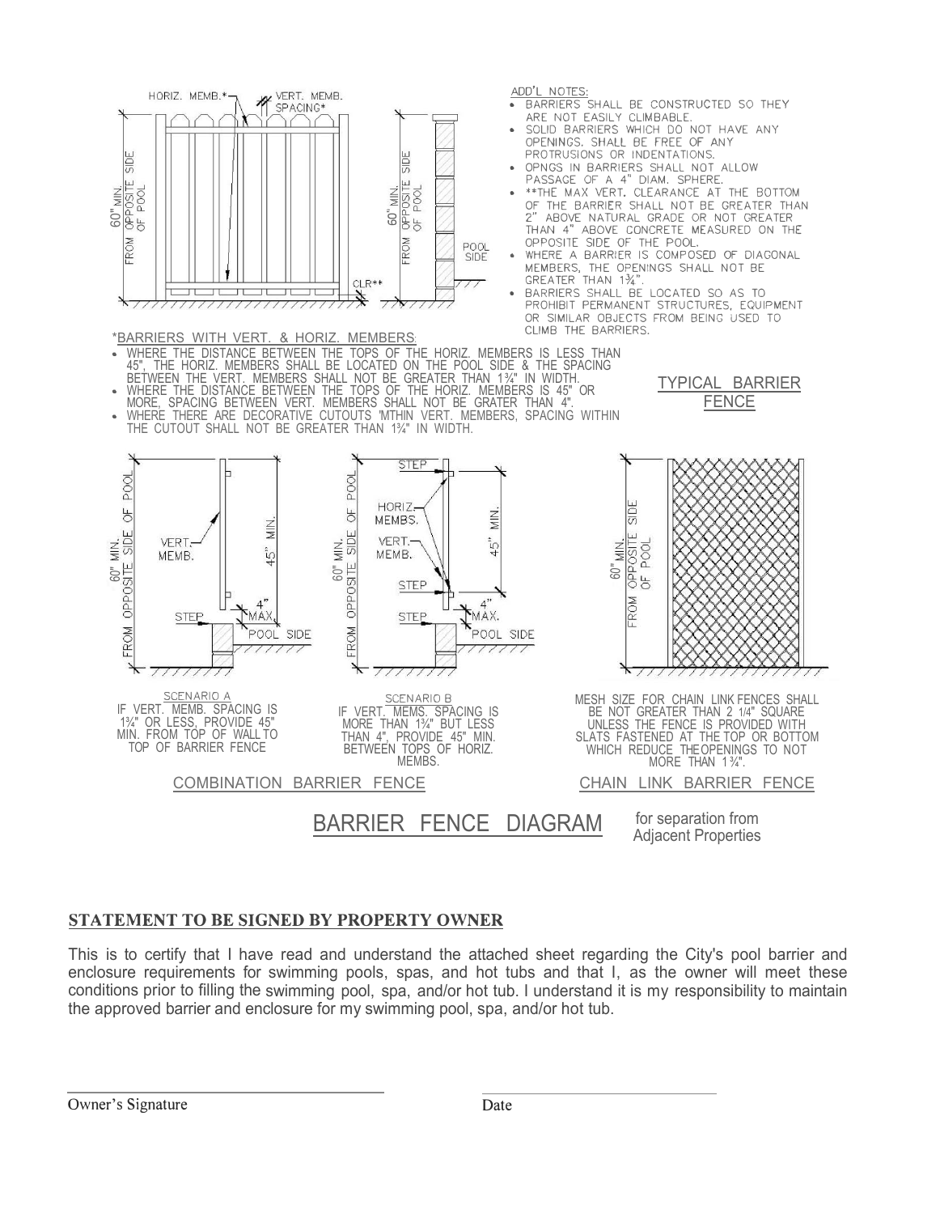HORIZ. MEMB.*

VERT. MEMB. SPACING*

60" MIN. FROM OPPOSITE SIDE OF POOL

60" MIN. FROM OPPOSITE SIDE OF POOL

POOL SIDE

CLR**

ADD'L NOTES:

- BARRIERS SHALL BE CONSTRUCTED SO THEY ARE NOT EASILY CLIMBABLE.
- SOLID BARRIERS WHICH DO NOT HAVE ANY OPENINGS. SHALL BE FREE OF ANY PROTRUSIONS OR INDENTATIONS.
- OPNGS IN BARRIERS SHALL NOT ALLOW PASSAGE OF A 4" DIAM. SPHERE.
- **THE MAX VERT. CLEARANCE AT THE BOTTOM OF THE BARRIER SHALL NOT BE GREATER THAN 2" ABOVE NATURAL GRADE OR NOT GREATER THAN 4" ABOVE CONCRETE MEASURED ON THE OPPOSITE SIDE OF THE POOL.
- WHERE A BARRIER IS COMPOSED OF DIAGONAL MEMBERS, THE OPENINGS SHALL NOT BE GREATER THAN 1¾".
- BARRIERS SHALL BE LOCATED SO AS TO PROHIBIT PERMANENT STRUCTURES, EQUIPMENT OR SIMILAR OBJECTS FROM BEING USED TO CLIMB THE BARRIERS.

*BARRIERS WITH VERT. & HORIZ. MEMBERS:

- WHERE THE DISTANCE BETWEEN THE TOPS OF THE HORIZ. MEMBERS IS LESS THAN 45", THE HORIZ. MEMBERS SHALL BE LOCATED ON THE POOL SIDE & THE SPACING BETWEEN THE VERT. MEMBERS SHALL NOT BE GREATER THAN 1¾" IN WIDTH.
- WHERE THE DISTANCE BETWEEN THE TOPS OF THE HORIZ. MEMBERS IS 45" OR MORE, SPACING BETWEEN VERT. MEMBERS SHALL NOT BE GRATER THAN 4".
- WHERE THERE ARE DECORATIVE CUTOUTS WITHIN VERT. MEMBERS, SPACING WITHIN THE CUTOUT SHALL NOT BE GREATER THAN 1¾" IN WIDTH.

TYPICAL BARRIER FENCE

60" MIN. FROM OPPOSITE SIDE OF POOL

VERT. MEMB.

45" MIN.

STEP

4" MAX.

POOL SIDE

STEP

HORIZ. MEMBS.

VERT. MEMB.

SCENARIO A

IF VERT. MEMB. SPACING IS 1¾" OR LESS, PROVIDE 45" MIN. FROM TOP OF WALL TO TOP OF BARRIER FENCE

SCENARIO B

IF VERT. MEMS. SPACING IS MORE THAN 1¾" BUT LESS THAN 4", PROVIDE 45" MIN. BETWEEN TOPS OF HORIZ. MEMBS.

COMBINATION BARRIER FENCE

MESH SIZE FOR CHAIN LINK FENCES SHALL BE NOT GREATER THAN 2 1/4" SQUARE UNLESS THE FENCE IS PROVIDED WITH SLATS FASTENED AT THE TOP OR BOTTOM WHICH REDUCE THE OPENINGS TO NOT MORE THAN 1¾".

CHAIN LINK BARRIER FENCE

BARRIER FENCE DIAGRAM for separation from Adjacent Properties

## STATEMENT TO BE SIGNED BY PROPERTY OWNER

This is to certify that I have read and understand the attached sheet regarding the City's pool barrier and enclosure requirements for swimming pools, spas, and hot tubs and that I, as the owner will meet these conditions prior to filling the swimming pool, spa, and/or hot tub. I understand it is my responsibility to maintain the approved barrier and enclosure for my swimming pool, spa, and/or hot tub.

Owner's Signature

Date